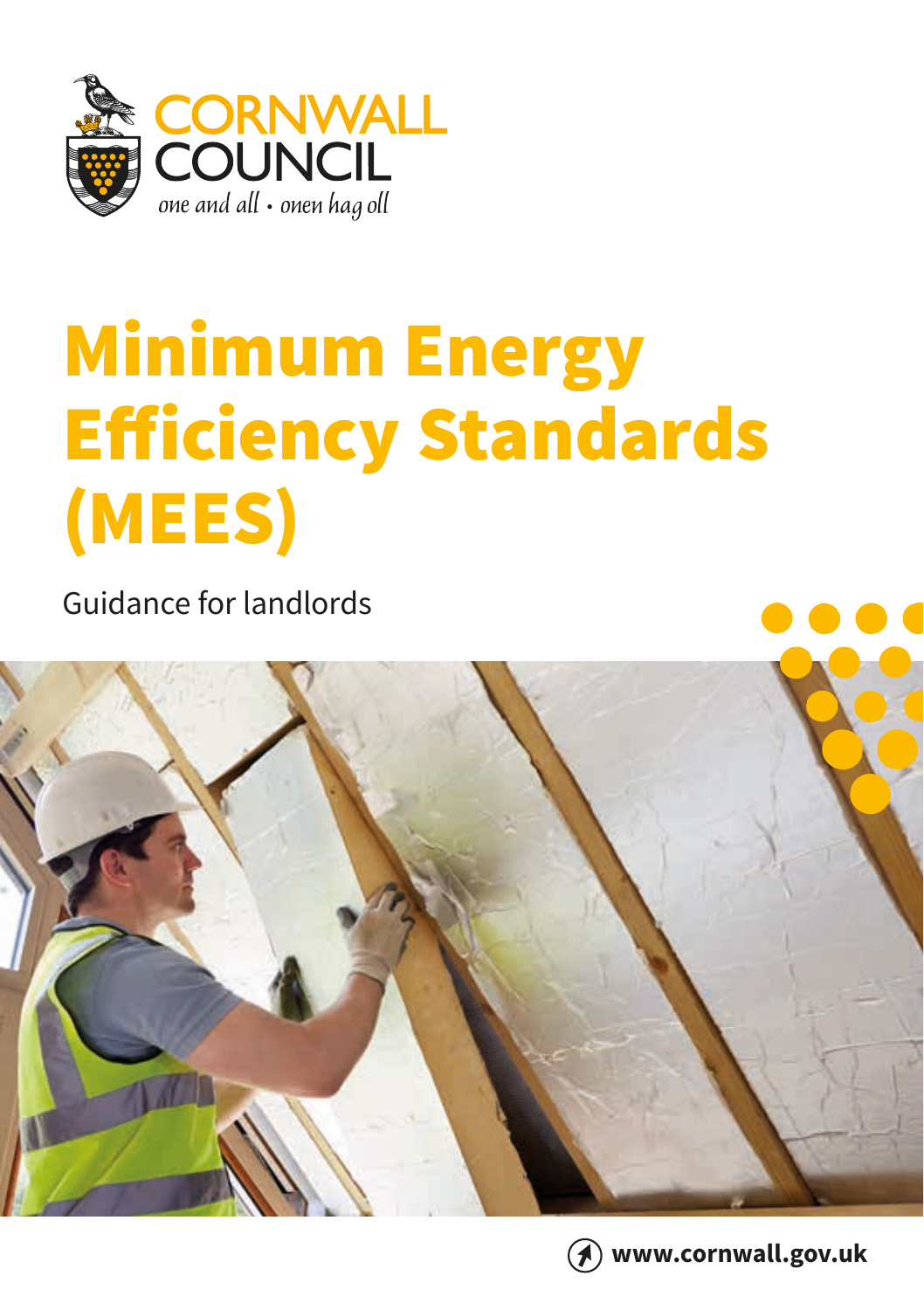CORNWALL COUNCIL

*one and all • onen hag oll*

# Minimum Energy Efficiency Standards (MEES)

Guidance for landlords

www.cornwall.gov.uk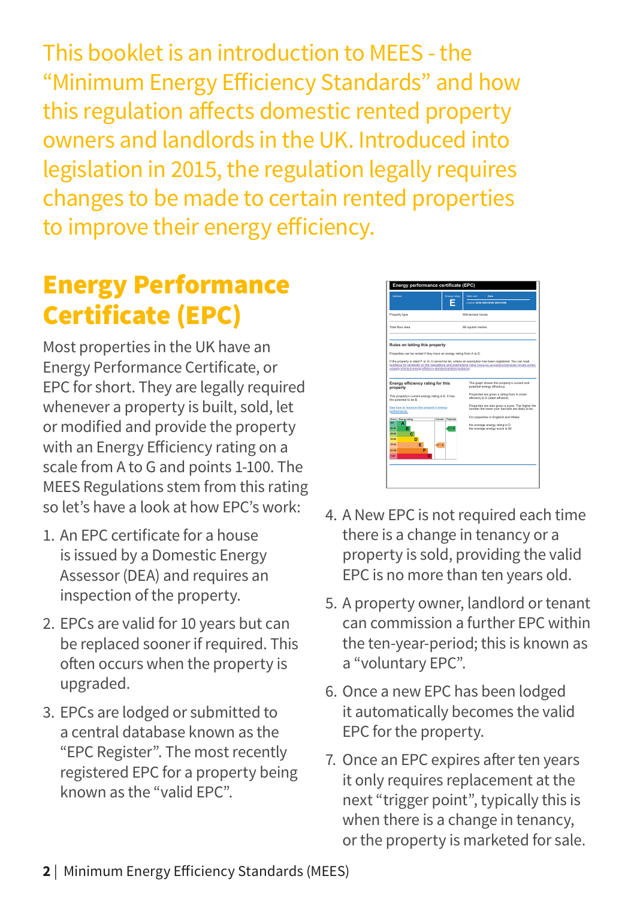This booklet is an introduction to MEES - the "Minimum Energy Efficiency Standards" and how this regulation affects domestic rented property owners and landlords in the UK. Introduced into legislation in 2015, the regulation legally requires changes to be made to certain rented properties to improve their energy efficiency.

## Energy Performance Certificate (EPC)

Most properties in the UK have an Energy Performance Certificate, or EPC for short. They are legally required whenever a property is built, sold, let or modified and provide the property with an Energy Efficiency rating on a scale from A to G and points 1-100. The MEES Regulations stem from this rating so let's have a look at how EPC's work:

1. An EPC certificate for a house is issued by a Domestic Energy Assessor (DEA) and requires an inspection of the property.
2. EPCs are valid for 10 years but can be replaced sooner if required. This often occurs when the property is upgraded.
3. EPCs are lodged or submitted to a central database known as the "EPC Register". The most recently registered EPC for a property being known as the "valid EPC".
4. A New EPC is not required each time there is a change in tenancy or a property is sold, providing the valid EPC is no more than ten years old.
5. A property owner, landlord or tenant can commission a further EPC within the ten-year-period; this is known as a "voluntary EPC".
6. Once a new EPC has been lodged it automatically becomes the valid EPC for the property.
7. Once an EPC expires after ten years it only requires replacement at the next "trigger point", typically this is when there is a change in tenancy, or the property is marketed for sale.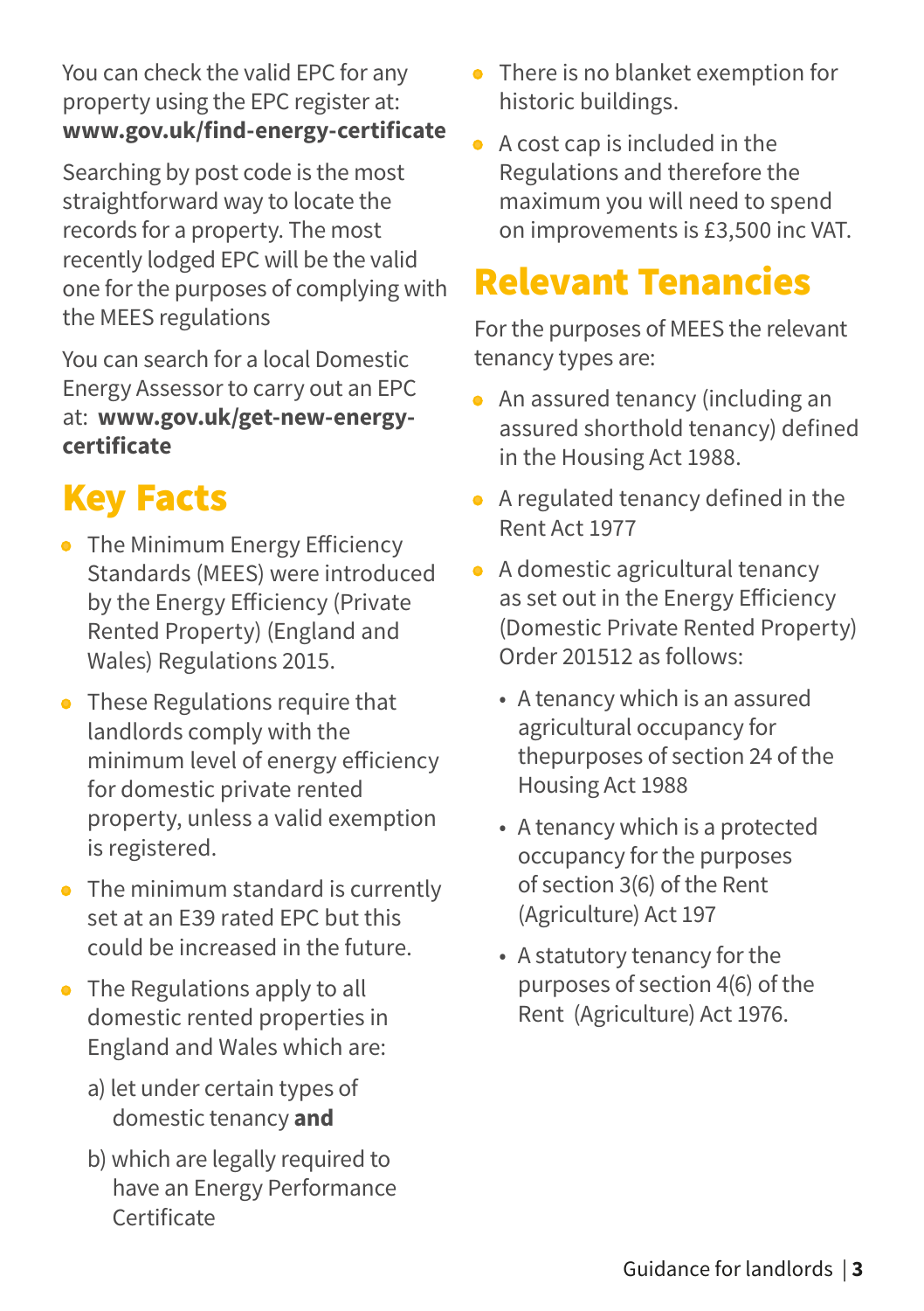You can check the valid EPC for any property using the EPC register at: **www.gov.uk/find-energy-certificate**

Searching by post code is the most straightforward way to locate the records for a property. The most recently lodged EPC will be the valid one for the purposes of complying with the MEES regulations

You can search for a local Domestic Energy Assessor to carry out an EPC at: **www.gov.uk/get-new-energy-certificate**

## Key Facts

- The Minimum Energy Efficiency Standards (MEES) were introduced by the Energy Efficiency (Private Rented Property) (England and Wales) Regulations 2015.
- These Regulations require that landlords comply with the minimum level of energy efficiency for domestic private rented property, unless a valid exemption is registered.
- The minimum standard is currently set at an E39 rated EPC but this could be increased in the future.
- The Regulations apply to all domestic rented properties in England and Wales which are:

  a) let under certain types of domestic tenancy **and**

  b) which are legally required to have an Energy Performance Certificate
- There is no blanket exemption for historic buildings.
- A cost cap is included in the Regulations and therefore the maximum you will need to spend on improvements is £3,500 inc VAT.

## Relevant Tenancies

For the purposes of MEES the relevant tenancy types are:

- An assured tenancy (including an assured shorthold tenancy) defined in the Housing Act 1988.
- A regulated tenancy defined in the Rent Act 1977
- A domestic agricultural tenancy as set out in the Energy Efficiency (Domestic Private Rented Property) Order 201512 as follows:
  - A tenancy which is an assured agricultural occupancy for thepurposes of section 24 of the Housing Act 1988
  - A tenancy which is a protected occupancy for the purposes of section 3(6) of the Rent (Agriculture) Act 197
  - A statutory tenancy for the purposes of section 4(6) of the Rent (Agriculture) Act 1976.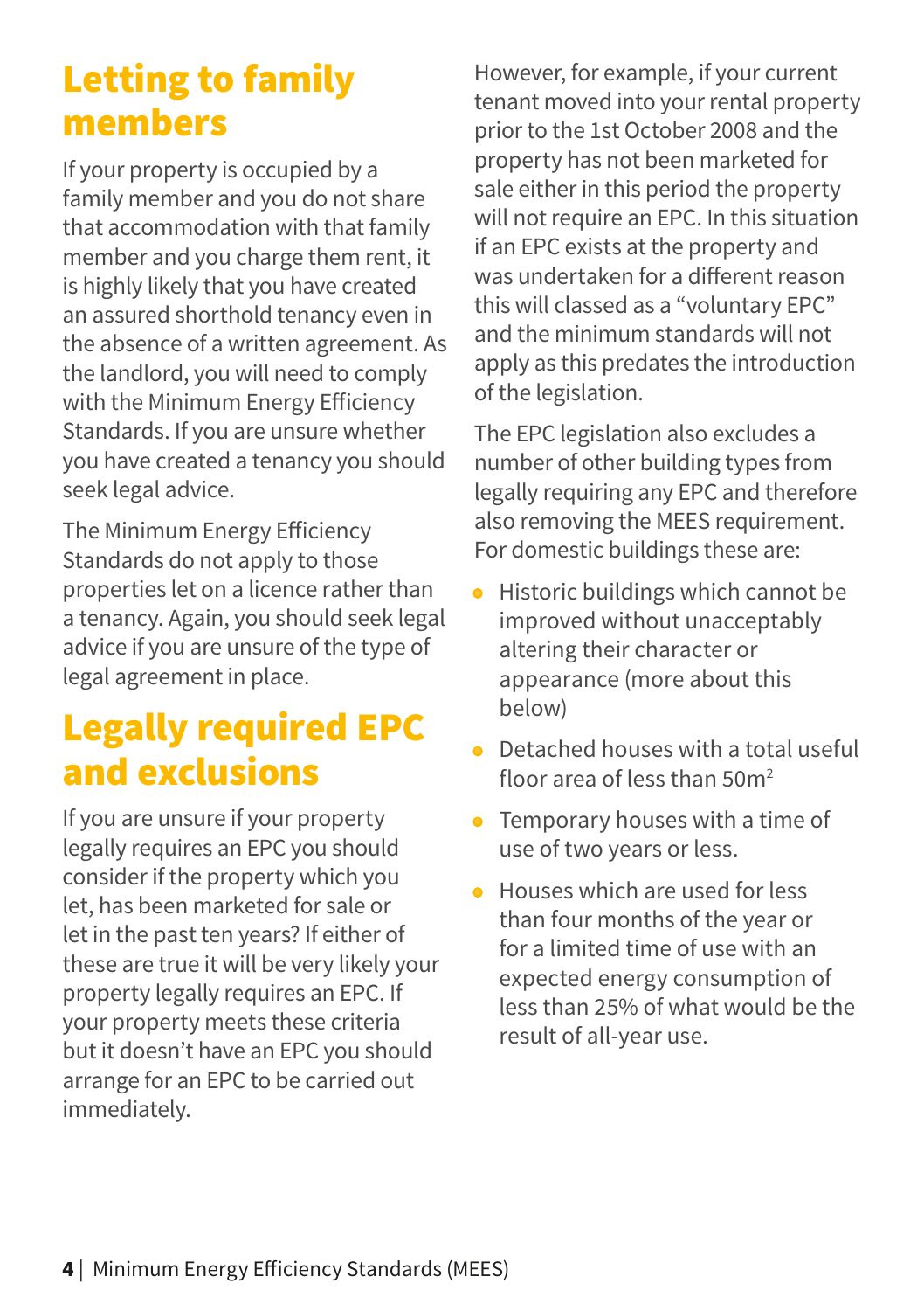## Letting to family members

If your property is occupied by a family member and you do not share that accommodation with that family member and you charge them rent, it is highly likely that you have created an assured shorthold tenancy even in the absence of a written agreement. As the landlord, you will need to comply with the Minimum Energy Efficiency Standards. If you are unsure whether you have created a tenancy you should seek legal advice.

The Minimum Energy Efficiency Standards do not apply to those properties let on a licence rather than a tenancy. Again, you should seek legal advice if you are unsure of the type of legal agreement in place.

## Legally required EPC and exclusions

If you are unsure if your property legally requires an EPC you should consider if the property which you let, has been marketed for sale or let in the past ten years? If either of these are true it will be very likely your property legally requires an EPC. If your property meets these criteria but it doesn't have an EPC you should arrange for an EPC to be carried out immediately.

However, for example, if your current tenant moved into your rental property prior to the 1st October 2008 and the property has not been marketed for sale either in this period the property will not require an EPC. In this situation if an EPC exists at the property and was undertaken for a different reason this will classed as a "voluntary EPC" and the minimum standards will not apply as this predates the introduction of the legislation.

The EPC legislation also excludes a number of other building types from legally requiring any EPC and therefore also removing the MEES requirement. For domestic buildings these are:

- Historic buildings which cannot be improved without unacceptably altering their character or appearance (more about this below)
- Detached houses with a total useful floor area of less than $50m^2$
- Temporary houses with a time of use of two years or less.
- Houses which are used for less than four months of the year or for a limited time of use with an expected energy consumption of less than 25% of what would be the result of all-year use.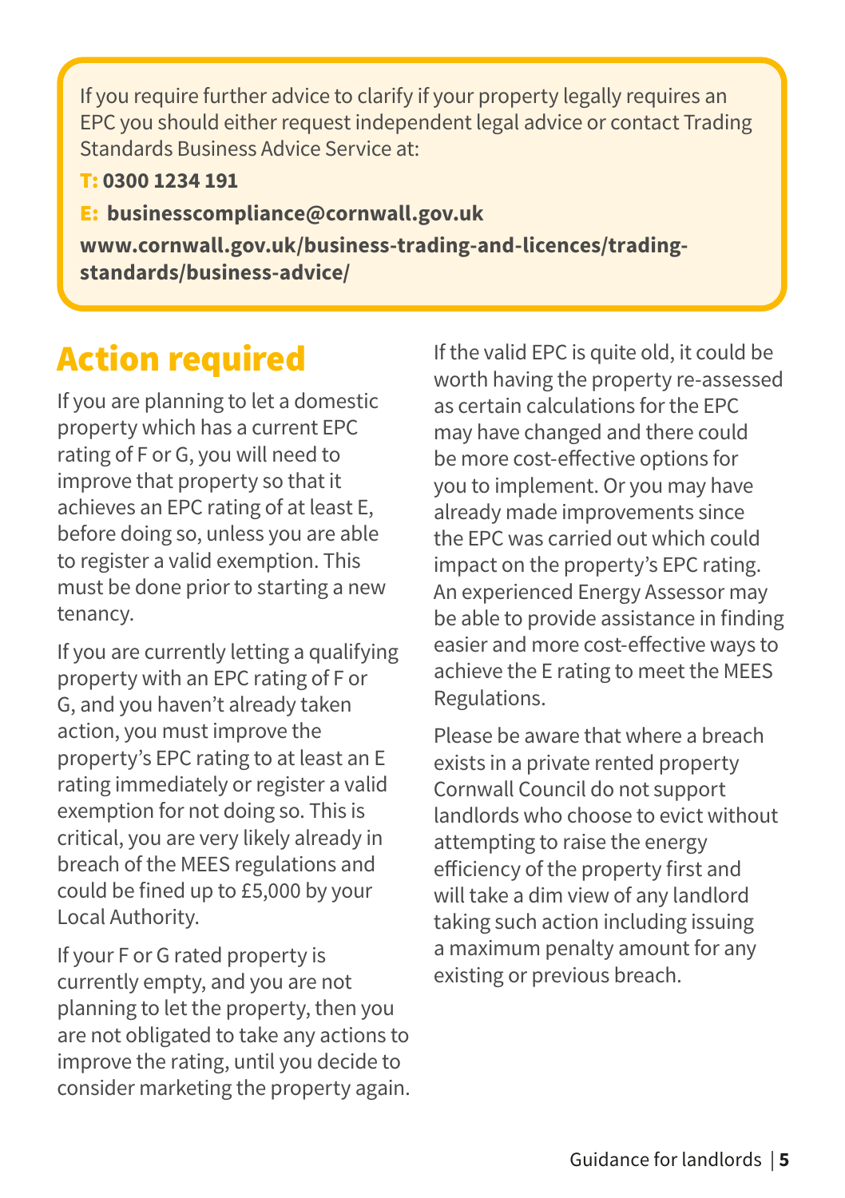If you require further advice to clarify if your property legally requires an EPC you should either request independent legal advice or contact Trading Standards Business Advice Service at:

**T: 0300 1234 191**

**E: businesscompliance@cornwall.gov.uk**

**www.cornwall.gov.uk/business-trading-and-licences/trading-standards/business-advice/**

## Action required

If you are planning to let a domestic property which has a current EPC rating of F or G, you will need to improve that property so that it achieves an EPC rating of at least E, before doing so, unless you are able to register a valid exemption. This must be done prior to starting a new tenancy.

If you are currently letting a qualifying property with an EPC rating of F or G, and you haven't already taken action, you must improve the property's EPC rating to at least an E rating immediately or register a valid exemption for not doing so. This is critical, you are very likely already in breach of the MEES regulations and could be fined up to £5,000 by your Local Authority.

If your F or G rated property is currently empty, and you are not planning to let the property, then you are not obligated to take any actions to improve the rating, until you decide to consider marketing the property again.

If the valid EPC is quite old, it could be worth having the property re-assessed as certain calculations for the EPC may have changed and there could be more cost-effective options for you to implement. Or you may have already made improvements since the EPC was carried out which could impact on the property's EPC rating. An experienced Energy Assessor may be able to provide assistance in finding easier and more cost-effective ways to achieve the E rating to meet the MEES Regulations.

Please be aware that where a breach exists in a private rented property Cornwall Council do not support landlords who choose to evict without attempting to raise the energy efficiency of the property first and will take a dim view of any landlord taking such action including issuing a maximum penalty amount for any existing or previous breach.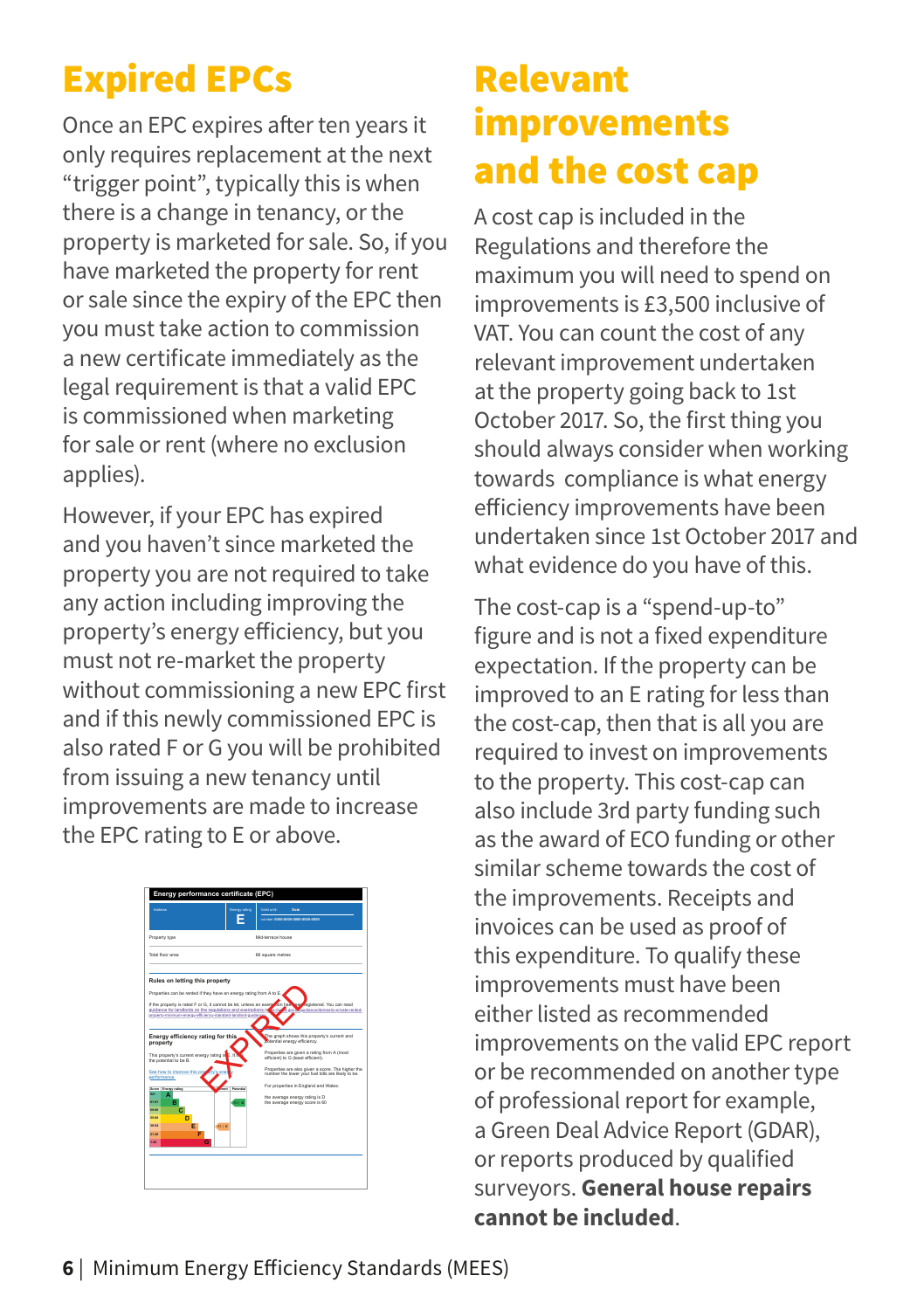## Expired EPCs

Once an EPC expires after ten years it only requires replacement at the next "trigger point", typically this is when there is a change in tenancy, or the property is marketed for sale. So, if you have marketed the property for rent or sale since the expiry of the EPC then you must take action to commission a new certificate immediately as the legal requirement is that a valid EPC is commissioned when marketing for sale or rent (where no exclusion applies).

However, if your EPC has expired and you haven't since marketed the property you are not required to take any action including improving the property's energy efficiency, but you must not re-market the property without commissioning a new EPC first and if this newly commissioned EPC is also rated F or G you will be prohibited from issuing a new tenancy until improvements are made to increase the EPC rating to E or above.

## Relevant improvements and the cost cap

A cost cap is included in the Regulations and therefore the maximum you will need to spend on improvements is £3,500 inclusive of VAT. You can count the cost of any relevant improvement undertaken at the property going back to 1st October 2017. So, the first thing you should always consider when working towards compliance is what energy efficiency improvements have been undertaken since 1st October 2017 and what evidence do you have of this.

The cost-cap is a "spend-up-to" figure and is not a fixed expenditure expectation. If the property can be improved to an E rating for less than the cost-cap, then that is all you are required to invest on improvements to the property. This cost-cap can also include 3rd party funding such as the award of ECO funding or other similar scheme towards the cost of the improvements. Receipts and invoices can be used as proof of this expenditure. To qualify these improvements must have been either listed as recommended improvements on the valid EPC report or be recommended on another type of professional report for example, a Green Deal Advice Report (GDAR), or reports produced by qualified surveyors. **General house repairs cannot be included**.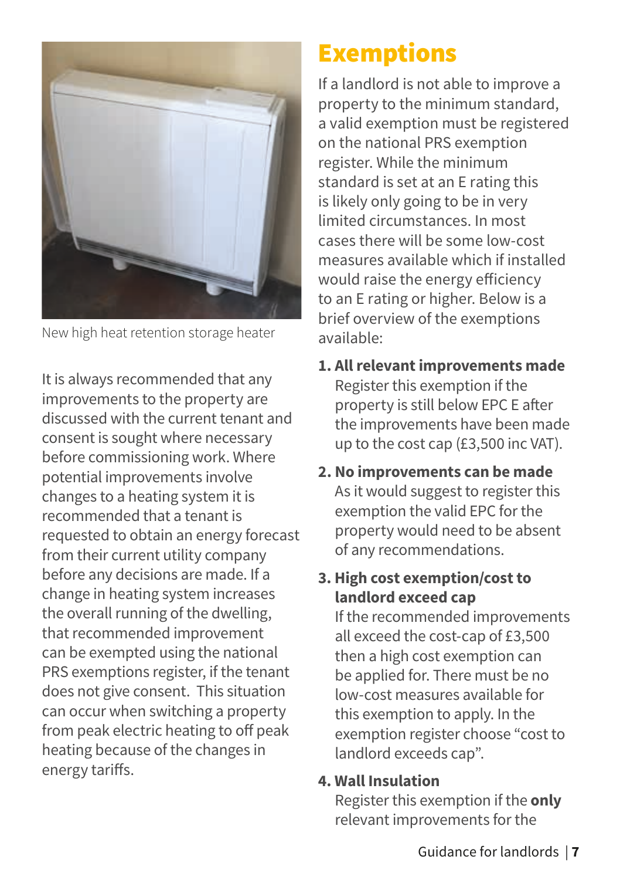New high heat retention storage heater

It is always recommended that any improvements to the property are discussed with the current tenant and consent is sought where necessary before commissioning work. Where potential improvements involve changes to a heating system it is recommended that a tenant is requested to obtain an energy forecast from their current utility company before any decisions are made. If a change in heating system increases the overall running of the dwelling, that recommended improvement can be exempted using the national PRS exemptions register, if the tenant does not give consent. This situation can occur when switching a property from peak electric heating to off peak heating because of the changes in energy tariffs.

# Exemptions

If a landlord is not able to improve a property to the minimum standard, a valid exemption must be registered on the national PRS exemption register. While the minimum standard is set at an E rating this is likely only going to be in very limited circumstances. In most cases there will be some low-cost measures available which if installed would raise the energy efficiency to an E rating or higher. Below is a brief overview of the exemptions available:

1. **All relevant improvements made**
   Register this exemption if the property is still below EPC E after the improvements have been made up to the cost cap (£3,500 inc VAT).

2. **No improvements can be made**
   As it would suggest to register this exemption the valid EPC for the property would need to be absent of any recommendations.

3. **High cost exemption/cost to landlord exceed cap**
   If the recommended improvements all exceed the cost-cap of £3,500 then a high cost exemption can be applied for. There must be no low-cost measures available for this exemption to apply. In the exemption register choose "cost to landlord exceeds cap".

4. **Wall Insulation**
   Register this exemption if the **only** relevant improvements for the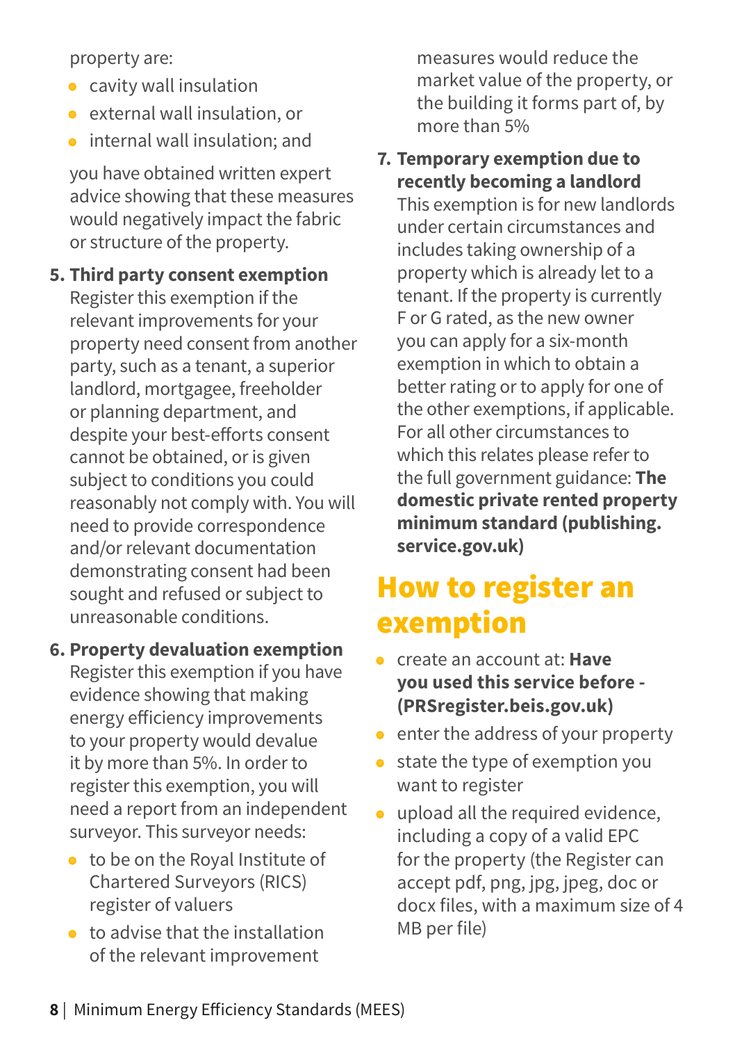property are:

- cavity wall insulation
- external wall insulation, or
- internal wall insulation; and

you have obtained written expert advice showing that these measures would negatively impact the fabric or structure of the property.

5. **Third party consent exemption**
   Register this exemption if the relevant improvements for your property need consent from another party, such as a tenant, a superior landlord, mortgagee, freeholder or planning department, and despite your best-efforts consent cannot be obtained, or is given subject to conditions you could reasonably not comply with. You will need to provide correspondence and/or relevant documentation demonstrating consent had been sought and refused or subject to unreasonable conditions.

6. **Property devaluation exemption**
   Register this exemption if you have evidence showing that making energy efficiency improvements to your property would devalue it by more than 5%. In order to register this exemption, you will need a report from an independent surveyor. This surveyor needs:
   - to be on the Royal Institute of Chartered Surveyors (RICS) register of valuers
   - to advise that the installation of the relevant improvement measures would reduce the market value of the property, or the building it forms part of, by more than 5%

7. **Temporary exemption due to recently becoming a landlord**
   This exemption is for new landlords under certain circumstances and includes taking ownership of a property which is already let to a tenant. If the property is currently F or G rated, as the new owner you can apply for a six-month exemption in which to obtain a better rating or to apply for one of the other exemptions, if applicable. For all other circumstances to which this relates please refer to the full government guidance: **The domestic private rented property minimum standard (publishing.service.gov.uk)**

## How to register an exemption

- create an account at: **Have you used this service before - (PRSregister.beis.gov.uk)**
- enter the address of your property
- state the type of exemption you want to register
- upload all the required evidence, including a copy of a valid EPC for the property (the Register can accept pdf, png, jpg, jpeg, doc or docx files, with a maximum size of 4 MB per file)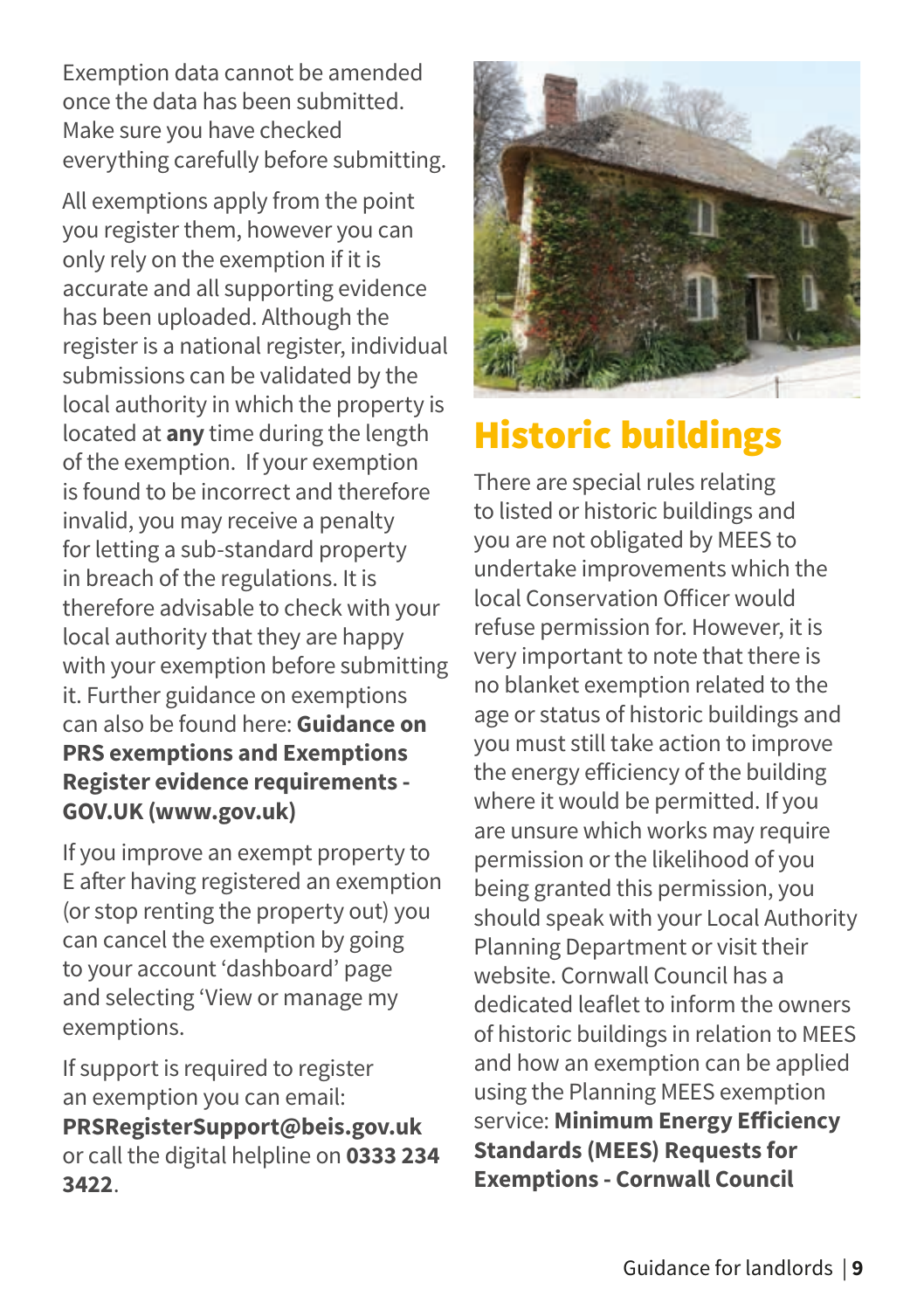Exemption data cannot be amended once the data has been submitted. Make sure you have checked everything carefully before submitting.

All exemptions apply from the point you register them, however you can only rely on the exemption if it is accurate and all supporting evidence has been uploaded. Although the register is a national register, individual submissions can be validated by the local authority in which the property is located at **any** time during the length of the exemption. If your exemption is found to be incorrect and therefore invalid, you may receive a penalty for letting a sub-standard property in breach of the regulations. It is therefore advisable to check with your local authority that they are happy with your exemption before submitting it. Further guidance on exemptions can also be found here: **Guidance on PRS exemptions and Exemptions Register evidence requirements - GOV.UK (www.gov.uk)**

If you improve an exempt property to E after having registered an exemption (or stop renting the property out) you can cancel the exemption by going to your account 'dashboard' page and selecting 'View or manage my exemptions.

If support is required to register an exemption you can email: **PRSRegisterSupport@beis.gov.uk** or call the digital helpline on **0333 234 3422**.

## Historic buildings

There are special rules relating to listed or historic buildings and you are not obligated by MEES to undertake improvements which the local Conservation Officer would refuse permission for. However, it is very important to note that there is no blanket exemption related to the age or status of historic buildings and you must still take action to improve the energy efficiency of the building where it would be permitted. If you are unsure which works may require permission or the likelihood of you being granted this permission, you should speak with your Local Authority Planning Department or visit their website. Cornwall Council has a dedicated leaflet to inform the owners of historic buildings in relation to MEES and how an exemption can be applied using the Planning MEES exemption service: **Minimum Energy Efficiency Standards (MEES) Requests for Exemptions - Cornwall Council**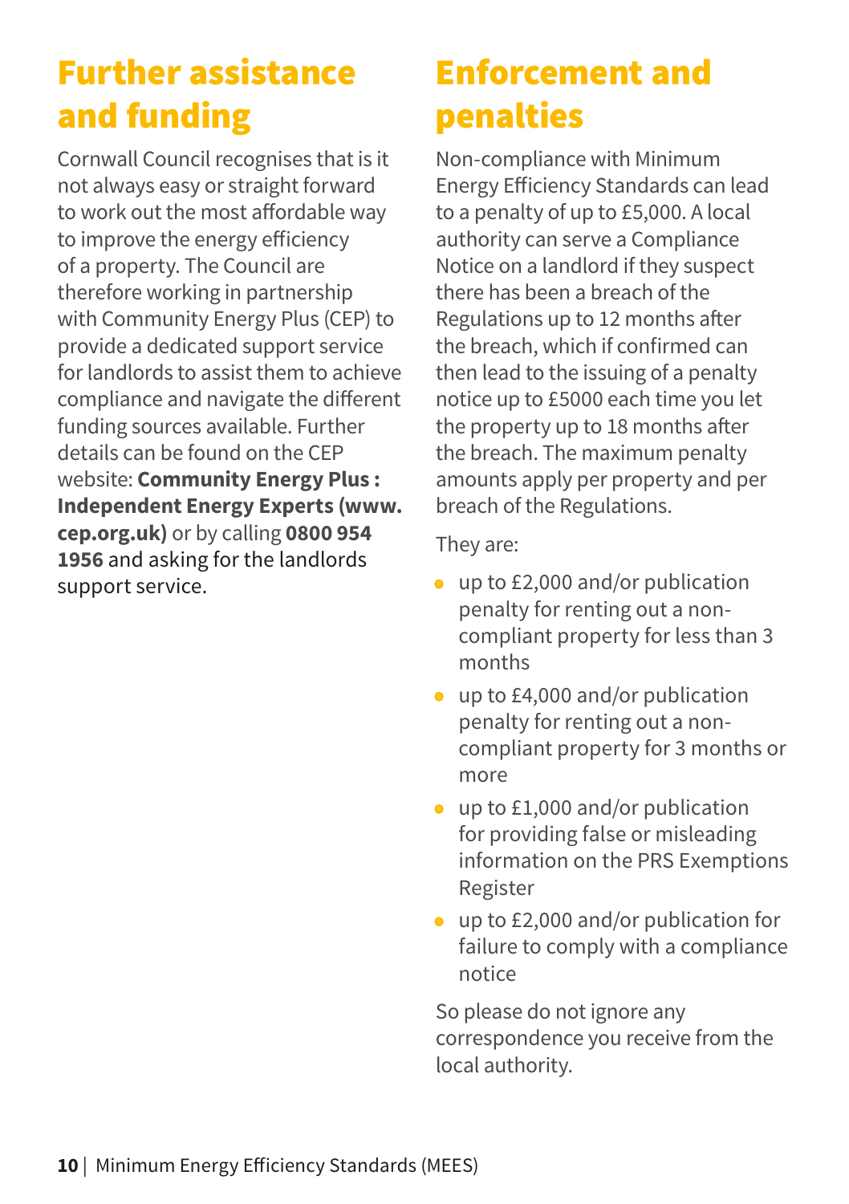# Further assistance and funding

Cornwall Council recognises that is it not always easy or straight forward to work out the most affordable way to improve the energy efficiency of a property. The Council are therefore working in partnership with Community Energy Plus (CEP) to provide a dedicated support service for landlords to assist them to achieve compliance and navigate the different funding sources available. Further details can be found on the CEP website: **Community Energy Plus : Independent Energy Experts (www.cep.org.uk)** or by calling **0800 954 1956** and asking for the landlords support service.

# Enforcement and penalties

Non-compliance with Minimum Energy Efficiency Standards can lead to a penalty of up to £5,000. A local authority can serve a Compliance Notice on a landlord if they suspect there has been a breach of the Regulations up to 12 months after the breach, which if confirmed can then lead to the issuing of a penalty notice up to £5000 each time you let the property up to 18 months after the breach. The maximum penalty amounts apply per property and per breach of the Regulations.

They are:

- up to £2,000 and/or publication penalty for renting out a non-compliant property for less than 3 months
- up to £4,000 and/or publication penalty for renting out a non-compliant property for 3 months or more
- up to £1,000 and/or publication for providing false or misleading information on the PRS Exemptions Register
- up to £2,000 and/or publication for failure to comply with a compliance notice

So please do not ignore any correspondence you receive from the local authority.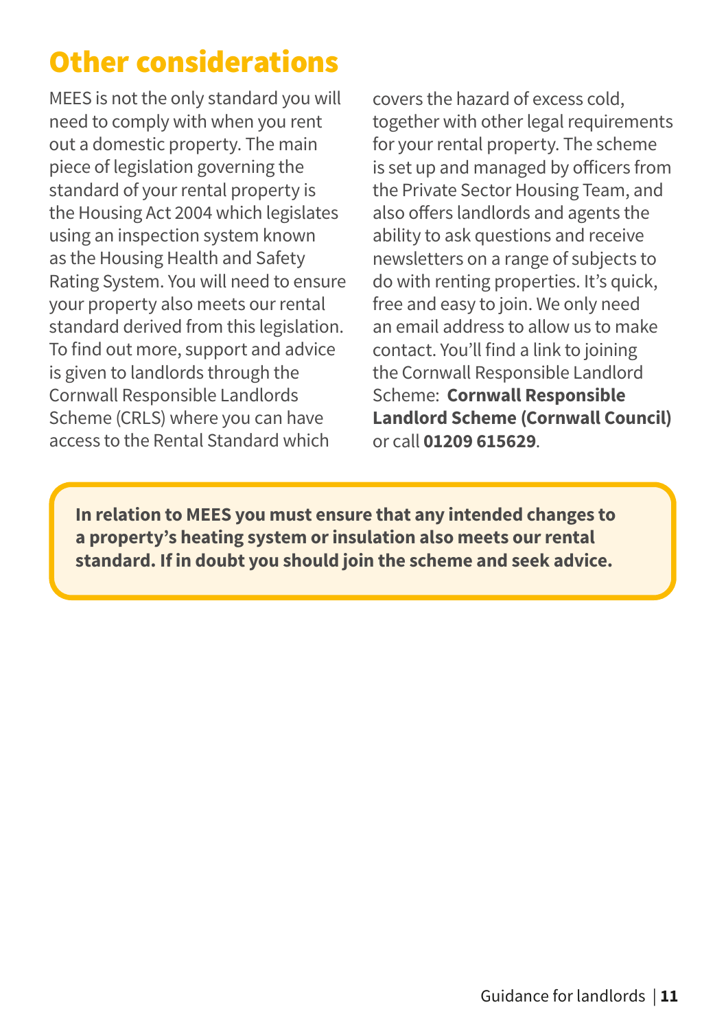## Other considerations

MEES is not the only standard you will need to comply with when you rent out a domestic property. The main piece of legislation governing the standard of your rental property is the Housing Act 2004 which legislates using an inspection system known as the Housing Health and Safety Rating System. You will need to ensure your property also meets our rental standard derived from this legislation. To find out more, support and advice is given to landlords through the Cornwall Responsible Landlords Scheme (CRLS) where you can have access to the Rental Standard which covers the hazard of excess cold, together with other legal requirements for your rental property. The scheme is set up and managed by officers from the Private Sector Housing Team, and also offers landlords and agents the ability to ask questions and receive newsletters on a range of subjects to do with renting properties. It's quick, free and easy to join. We only need an email address to allow us to make contact. You'll find a link to joining the Cornwall Responsible Landlord Scheme: **Cornwall Responsible Landlord Scheme (Cornwall Council)** or call **01209 615629**.

**In relation to MEES you must ensure that any intended changes to a property's heating system or insulation also meets our rental standard. If in doubt you should join the scheme and seek advice.**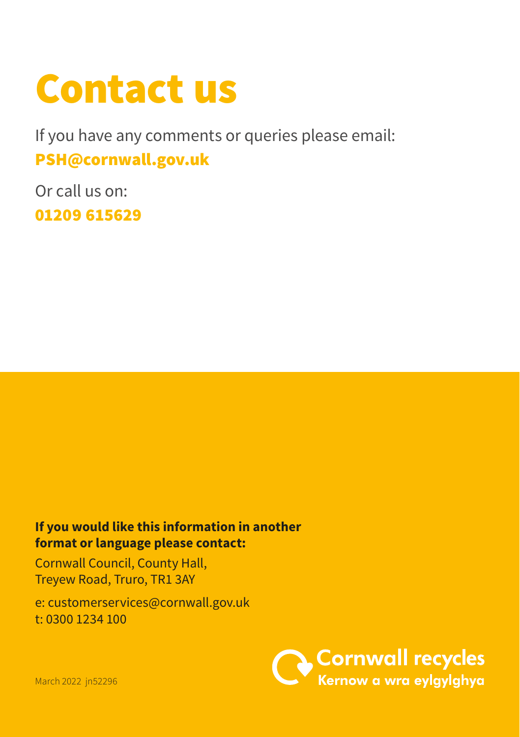# Contact us

If you have any comments or queries please email:
**PSH@cornwall.gov.uk**

Or call us on:
**01209 615629**

**If you would like this information in another format or language please contact:**

Cornwall Council, County Hall,
Treyew Road, Truro, TR1 3AY

e: customerservices@cornwall.gov.uk
t: 0300 1234 100

March 2022 jn52296

Cornwall recycles
Kernow a wra eylgylghya